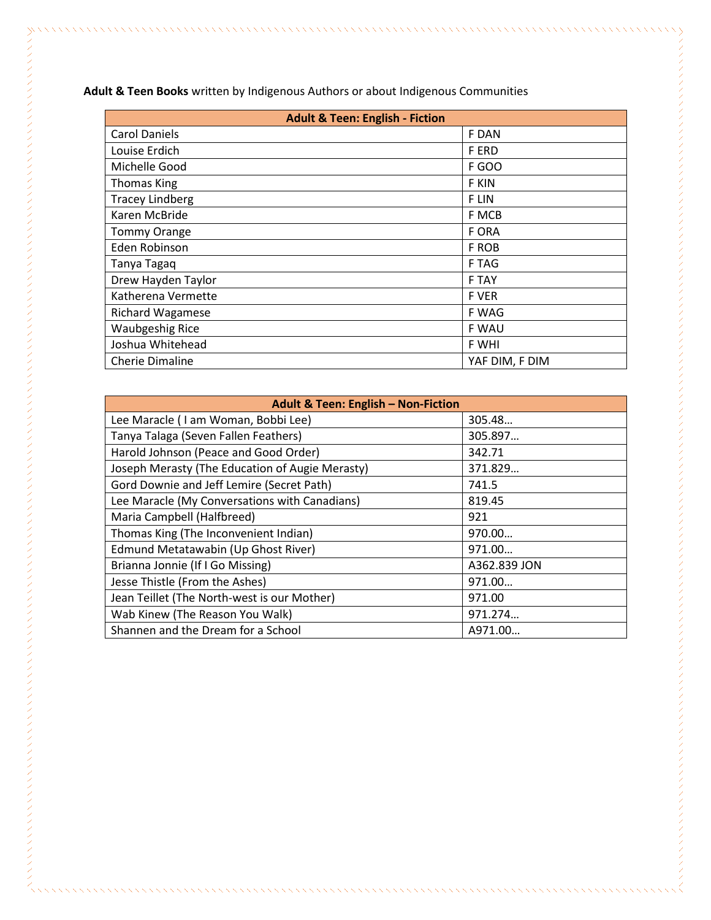**Adult & Teen Books** written by Indigenous Authors or about Indigenous Communities

| Adult & Teen: English - Fiction | |
|---|---|
| Carol Daniels | F DAN |
| Louise Erdich | F ERD |
| Michelle Good | F GOO |
| Thomas King | F KIN |
| Tracey Lindberg | F LIN |
| Karen McBride | F MCB |
| Tommy Orange | F ORA |
| Eden Robinson | F ROB |
| Tanya Tagaq | F TAG |
| Drew Hayden Taylor | F TAY |
| Katherena Vermette | F VER |
| Richard Wagamese | F WAG |
| Waubgeshig Rice | F WAU |
| Joshua Whitehead | F WHI |
| Cherie Dimaline | YAF DIM, F DIM |

| Adult & Teen: English – Non-Fiction | |
|---|---|
| Lee Maracle ( I am Woman, Bobbi Lee) | 305.48… |
| Tanya Talaga (Seven Fallen Feathers) | 305.897… |
| Harold Johnson (Peace and Good Order) | 342.71 |
| Joseph Merasty (The Education of Augie Merasty) | 371.829… |
| Gord Downie and Jeff Lemire (Secret Path) | 741.5 |
| Lee Maracle (My Conversations with Canadians) | 819.45 |
| Maria Campbell (Halfbreed) | 921 |
| Thomas King (The Inconvenient Indian) | 970.00… |
| Edmund Metatawabin (Up Ghost River) | 971.00… |
| Brianna Jonnie (If I Go Missing) | A362.839 JON |
| Jesse Thistle (From the Ashes) | 971.00… |
| Jean Teillet (The North-west is our Mother) | 971.00 |
| Wab Kinew (The Reason You Walk) | 971.274… |
| Shannen and the Dream for a School | A971.00… |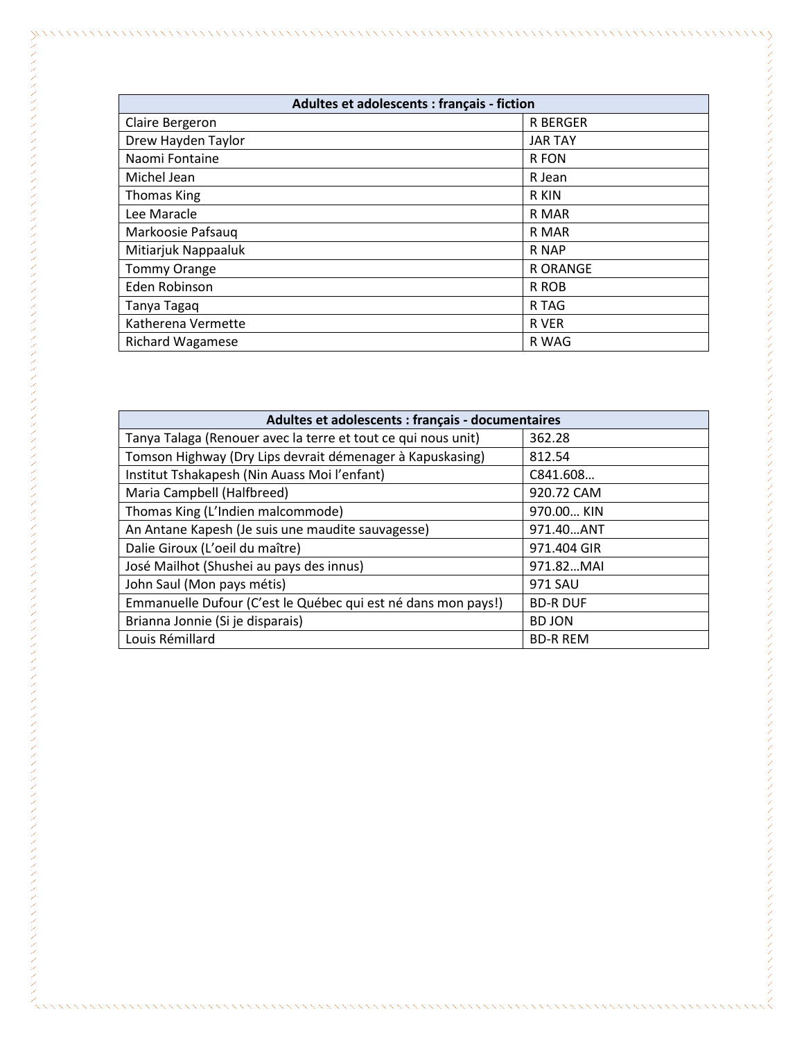| Adultes et adolescents : français - fiction | |
|---|---|
| Claire Bergeron | R BERGER |
| Drew Hayden Taylor | JAR TAY |
| Naomi Fontaine | R FON |
| Michel Jean | R Jean |
| Thomas King | R KIN |
| Lee Maracle | R MAR |
| Markoosie Pafsauq | R MAR |
| Mitiarjuk Nappaaluk | R NAP |
| Tommy Orange | R ORANGE |
| Eden Robinson | R ROB |
| Tanya Tagaq | R TAG |
| Katherena Vermette | R VER |
| Richard Wagamese | R WAG |

| Adultes et adolescents : français - documentaires | |
|---|---|
| Tanya Talaga (Renouer avec la terre et tout ce qui nous unit) | 362.28 |
| Tomson Highway (Dry Lips devrait déménager à Kapuskasing) | 812.54 |
| Institut Tshakapesh (Nin Auass Moi l'enfant) | C841.608… |
| Maria Campbell (Halfbreed) | 920.72 CAM |
| Thomas King (L'Indien malcommode) | 970.00… KIN |
| An Antane Kapesh (Je suis une maudite sauvagesse) | 971.40…ANT |
| Dalie Giroux (L'oeil du maître) | 971.404 GIR |
| José Mailhot (Shushei au pays des innus) | 971.82…MAI |
| John Saul (Mon pays métis) | 971 SAU |
| Emmanuelle Dufour (C'est le Québec qui est né dans mon pays!) | BD-R DUF |
| Brianna Jonnie (Si je disparais) | BD JON |
| Louis Rémillard | BD-R REM |